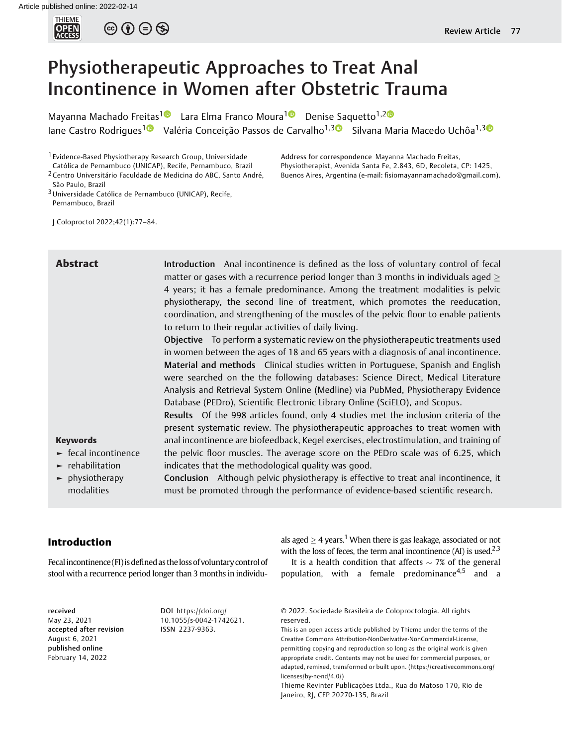# Physiotherapeutic Approaches to Treat Anal Incontinence in Women after Obstetric Trauma

Mayanna Machado Freitas[1] Lara Elma Franco Moura[1] Denise Saquetto[1,2] Iane Castro Rodrigues[1] Valéria Conceição Passos de Carvalho[1,3] Silvana Maria Macedo Uchôa[1,3]

[1] Evidence-Based Physiotherapy Research Group, Universidade Católica de Pernambuco (UNICAP), Recife, Pernambuco, Brazil
[2] Centro Universitário Faculdade de Medicina do ABC, Santo André, São Paulo, Brazil
[3] Universidade Católica de Pernambuco (UNICAP), Recife, Pernambuco, Brazil

**Address for correspondence** Mayanna Machado Freitas, Physiotherapist, Avenida Santa Fe, 2.843, 6D, Recoleta, CP: 1425, Buenos Aires, Argentina (e-mail: fisiomayannamachado@gmail.com).

J Coloproctol 2022;42(1):77–84.

## Abstract

**Introduction** Anal incontinence is defined as the loss of voluntary control of fecal matter or gases with a recurrence period longer than 3 months in individuals aged ≥ 4 years; it has a female predominance. Among the treatment modalities is pelvic physiotherapy, the second line of treatment, which promotes the reeducation, coordination, and strengthening of the muscles of the pelvic floor to enable patients to return to their regular activities of daily living.

**Objective** To perform a systematic review on the physiotherapeutic treatments used in women between the ages of 18 and 65 years with a diagnosis of anal incontinence.

**Material and methods** Clinical studies written in Portuguese, Spanish and English were searched on the the following databases: Science Direct, Medical Literature Analysis and Retrieval System Online (Medline) via PubMed, Physiotherapy Evidence Database (PEDro), Scientific Electronic Library Online (SciELO), and Scopus.

**Results** Of the 998 articles found, only 4 studies met the inclusion criteria of the present systematic review. The physiotherapeutic approaches to treat women with anal incontinence are biofeedback, Kegel exercises, electrostimulation, and training of the pelvic floor muscles. The average score on the PEDro scale was of 6.25, which indicates that the methodological quality was good.

**Conclusion** Although pelvic physiotherapy is effective to treat anal incontinence, it must be promoted through the performance of evidence-based scientific research.

**Keywords**

- fecal incontinence
- rehabilitation
- physiotherapy modalities

## Introduction

Fecal incontinence (FI) is defined as the loss of voluntary control of stool with a recurrence period longer than 3 months in individuals aged ≥ 4 years.[1] When there is gas leakage, associated or not with the loss of feces, the term anal incontinence (AI) is used.[2,3]

It is a health condition that affects ~ 7% of the general population, with a female predominance[4,5] and a

received May 23, 2021
accepted after revision August 6, 2021
published online February 14, 2022

DOI https://doi.org/10.1055/s-0042-1742621.
ISSN 2237-9363.

© 2022. Sociedade Brasileira de Coloproctologia. All rights reserved.

This is an open access article published by Thieme under the terms of the Creative Commons Attribution-NonDerivative-NonCommercial-License, permitting copying and reproduction so long as the original work is given appropriate credit. Contents may not be used for commercial purposes, or adapted, remixed, transformed or built upon. (https://creativecommons.org/licenses/by-nc-nd/4.0/)

Thieme Revinter Publicações Ltda., Rua do Matoso 170, Rio de Janeiro, RJ, CEP 20270-135, Brazil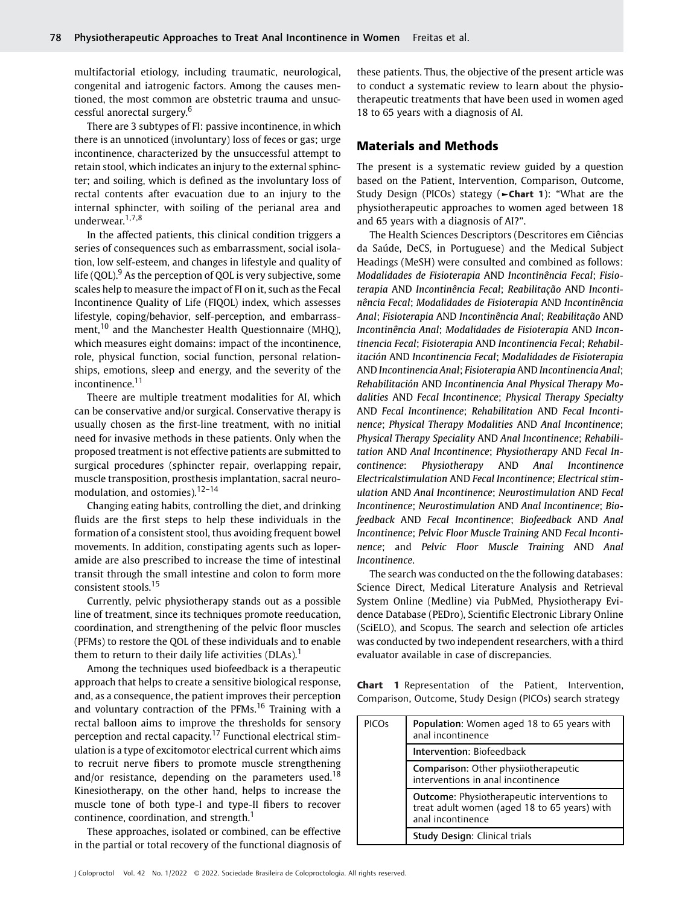multifactorial etiology, including traumatic, neurological, congenital and iatrogenic factors. Among the causes mentioned, the most common are obstetric trauma and unsuccessful anorectal surgery.[6]

There are 3 subtypes of FI: passive incontinence, in which there is an unnoticed (involuntary) loss of feces or gas; urge incontinence, characterized by the unsuccessful attempt to retain stool, which indicates an injury to the external sphincter; and soiling, which is defined as the involuntary loss of rectal contents after evacuation due to an injury to the internal sphincter, with soiling of the perianal area and underwear.[1,7,8]

In the affected patients, this clinical condition triggers a series of consequences such as embarrassment, social isolation, low self-esteem, and changes in lifestyle and quality of life (QOL).[9] As the perception of QOL is very subjective, some scales help to measure the impact of FI on it, such as the Fecal Incontinence Quality of Life (FIQOL) index, which assesses lifestyle, coping/behavior, self-perception, and embarrassment,[10] and the Manchester Health Questionnaire (MHQ), which measures eight domains: impact of the incontinence, role, physical function, social function, personal relationships, emotions, sleep and energy, and the severity of the incontinence.[11]

Theere are multiple treatment modalities for AI, which can be conservative and/or surgical. Conservative therapy is usually chosen as the first-line treatment, with no initial need for invasive methods in these patients. Only when the proposed treatment is not effective patients are submitted to surgical procedures (sphincter repair, overlapping repair, muscle transposition, prosthesis implantation, sacral neuromodulation, and ostomies).[12–14]

Changing eating habits, controlling the diet, and drinking fluids are the first steps to help these individuals in the formation of a consistent stool, thus avoiding frequent bowel movements. In addition, constipating agents such as loperamide are also prescribed to increase the time of intestinal transit through the small intestine and colon to form more consistent stools.[15]

Currently, pelvic physiotherapy stands out as a possible line of treatment, since its techniques promote reeducation, coordination, and strengthening of the pelvic floor muscles (PFMs) to restore the QOL of these individuals and to enable them to return to their daily life activities (DLAs).[1]

Among the techniques used biofeedback is a therapeutic approach that helps to create a sensitive biological response, and, as a consequence, the patient improves their perception and voluntary contraction of the PFMs.[16] Training with a rectal balloon aims to improve the thresholds for sensory perception and rectal capacity.[17] Functional electrical stimulation is a type of excitomotor electrical current which aims to recruit nerve fibers to promote muscle strengthening and/or resistance, depending on the parameters used.[18] Kinesiotherapy, on the other hand, helps to increase the muscle tone of both type-I and type-II fibers to recover continence, coordination, and strength.[1]

These approaches, isolated or combined, can be effective in the partial or total recovery of the functional diagnosis of these patients. Thus, the objective of the present article was to conduct a systematic review to learn about the physiotherapeutic treatments that have been used in women aged 18 to 65 years with a diagnosis of AI.

## Materials and Methods

The present is a systematic review guided by a question based on the Patient, Intervention, Comparison, Outcome, Study Design (PICOs) stategy (►Chart 1): "What are the physiotherapeutic approaches to women aged between 18 and 65 years with a diagnosis of AI?".

The Health Sciences Descriptors (Descritores em Ciências da Saúde, DeCS, in Portuguese) and the Medical Subject Headings (MeSH) were consulted and combined as follows: *Modalidades de Fisioterapia* AND *Incontinência Fecal*; *Fisioterapia* AND *Incontinência Fecal*; *Reabilitação* AND *Incontinência Fecal*; *Modalidades de Fisioterapia* AND *Incontinência Anal*; *Fisioterapia* AND *Incontinência Anal*; *Reabilitação* AND *Incontinência Anal*; *Modalidades de Fisioterapia* AND *Incontinencia Fecal*; *Fisioterapia* AND *Incontinencia Fecal*; *Rehabilitación* AND *Incontinencia Fecal*; *Modalidades de Fisioterapia* AND *Incontinencia Anal*; *Fisioterapia* AND *Incontinencia Anal*; *Rehabilitación* AND *Incontinencia Anal Physical Therapy Modalities* AND *Fecal Incontinence*; *Physical Therapy Specialty* AND *Fecal Incontinence*; *Rehabilitation* AND *Fecal Incontinence*; *Physical Therapy Modalities* AND *Anal Incontinence*; *Physical Therapy Speciality* AND *Anal Incontinence*; *Rehabilitation* AND *Anal Incontinence*; *Physiotherapy* AND *Fecal Incontinence*: *Physiotherapy* AND *Anal Incontinence Electricalstimulation* AND *Fecal Incontinence*; *Electrical stimulation* AND *Anal Incontinence*; *Neurostimulation* AND *Fecal Incontinence*; *Neurostimulation* AND *Anal Incontinence*; *Biofeedback* AND *Fecal Incontinence*; *Biofeedback* AND *Anal Incontinence*; *Pelvic Floor Muscle Training* AND *Fecal Incontinence*; and *Pelvic Floor Muscle Training* AND *Anal Incontinence*.

The search was conducted on the the following databases: Science Direct, Medical Literature Analysis and Retrieval System Online (Medline) via PubMed, Physiotherapy Evidence Database (PEDro), Scientific Electronic Library Online (SciELO), and Scopus. The search and selection ofe articles was conducted by two independent researchers, with a third evaluator available in case of discrepancies.

**Chart 1** Representation of the Patient, Intervention, Comparison, Outcome, Study Design (PICOs) search strategy

| PICOs | |
|---|---|
| | **Population**: Women aged 18 to 65 years with anal incontinence |
| | **Intervention**: Biofeedback |
| | **Comparison**: Other physiiotherapeutic interventions in anal incontinence |
| | **Outcome**: Physiotherapeutic interventions to treat adult women (aged 18 to 65 years) with anal incontinence |
| | **Study Design**: Clinical trials |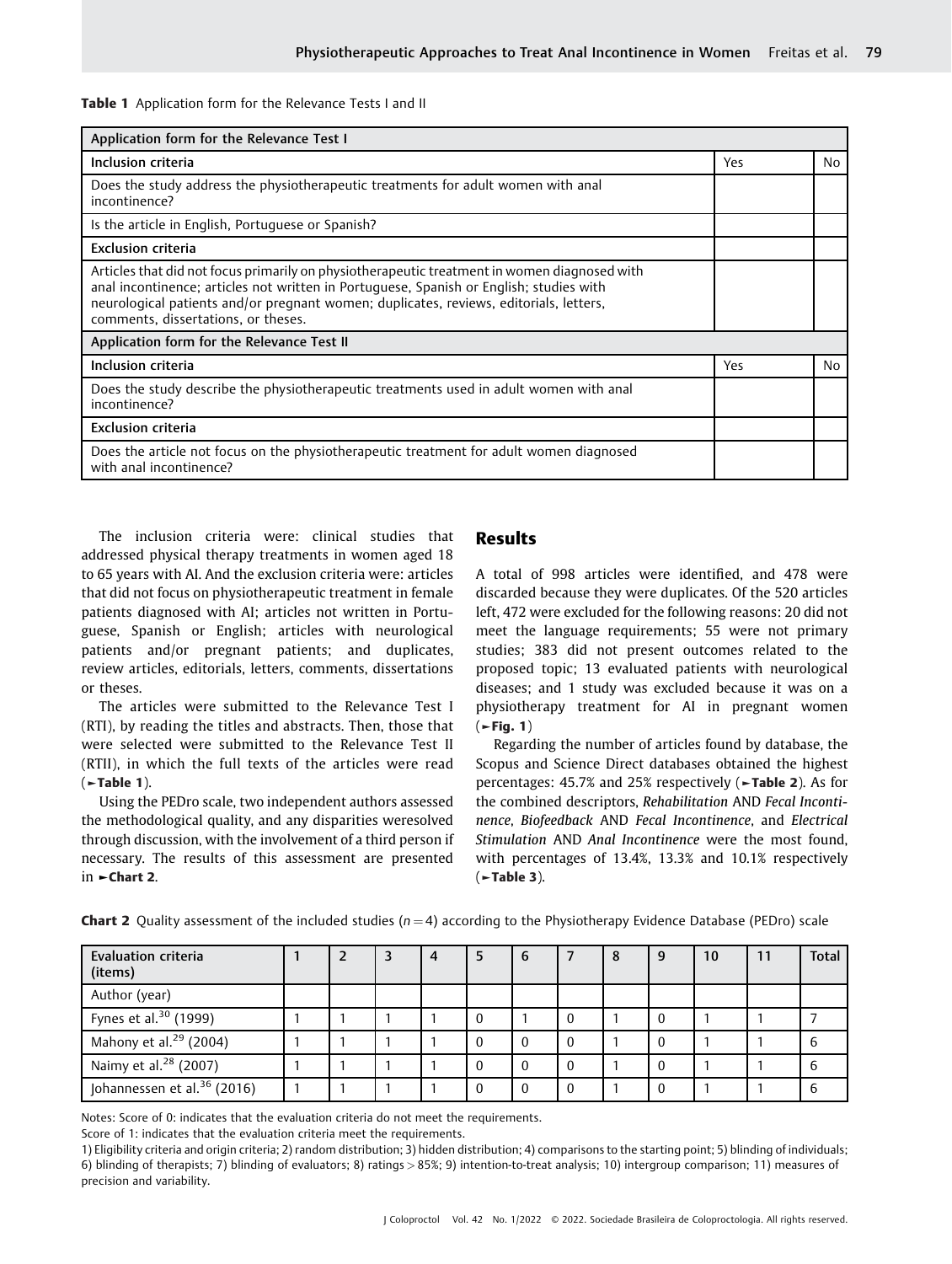**Table 1** Application form for the Relevance Tests I and II

| Application form for the Relevance Test I | | |
|---|---|---|
| Inclusion criteria | Yes | No |
| Does the study address the physiotherapeutic treatments for adult women with anal incontinence? | | |
| Is the article in English, Portuguese or Spanish? | | |
| Exclusion criteria | | |
| Articles that did not focus primarily on physiotherapeutic treatment in women diagnosed with anal incontinence; articles not written in Portuguese, Spanish or English; studies with neurological patients and/or pregnant women; duplicates, reviews, editorials, letters, comments, dissertations, or theses. | | |
| **Application form for the Relevance Test II** | | |
| Inclusion criteria | Yes | No |
| Does the study describe the physiotherapeutic treatments used in adult women with anal incontinence? | | |
| Exclusion criteria | | |
| Does the article not focus on the physiotherapeutic treatment for adult women diagnosed with anal incontinence? | | |

The inclusion criteria were: clinical studies that addressed physical therapy treatments in women aged 18 to 65 years with AI. And the exclusion criteria were: articles that did not focus on physiotherapeutic treatment in female patients diagnosed with AI; articles not written in Portuguese, Spanish or English; articles with neurological patients and/or pregnant patients; and duplicates, review articles, editorials, letters, comments, dissertations or theses.

The articles were submitted to the Relevance Test I (RTI), by reading the titles and abstracts. Then, those that were selected were submitted to the Relevance Test II (RTII), in which the full texts of the articles were read (►**Table 1**).

Using the PEDro scale, two independent authors assessed the methodological quality, and any disparities weresolved through discussion, with the involvement of a third person if necessary. The results of this assessment are presented in ►**Chart 2**.

## Results

A total of 998 articles were identified, and 478 were discarded because they were duplicates. Of the 520 articles left, 472 were excluded for the following reasons: 20 did not meet the language requirements; 55 were not primary studies; 383 did not present outcomes related to the proposed topic; 13 evaluated patients with neurological diseases; and 1 study was excluded because it was on a physiotherapy treatment for AI in pregnant women (►**Fig. 1**)

Regarding the number of articles found by database, the Scopus and Science Direct databases obtained the highest percentages: 45.7% and 25% respectively (►**Table 2**). As for the combined descriptors, ***Rehabilitation*** AND ***Fecal Incontinence***, ***Biofeedback*** AND ***Fecal Incontinence***, and ***Electrical Stimulation*** AND ***Anal Incontinence*** were the most found, with percentages of 13.4%, 13.3% and 10.1% respectively (►**Table 3**).

**Chart 2** Quality assessment of the included studies ($n = 4$) according to the Physiotherapy Evidence Database (PEDro) scale

| Evaluation criteria (items) | 1 | 2 | 3 | 4 | 5 | 6 | 7 | 8 | 9 | 10 | 11 | Total |
|---|---|---|---|---|---|---|---|---|---|---|---|---|
| Author (year) | | | | | | | | | | | | |
| Fynes et al.[30] (1999) | 1 | 1 | 1 | 1 | 0 | 1 | 0 | 1 | 0 | 1 | 1 | 7 |
| Mahony et al.[29] (2004) | 1 | 1 | 1 | 1 | 0 | 0 | 0 | 1 | 0 | 1 | 1 | 6 |
| Naimy et al.[28] (2007) | 1 | 1 | 1 | 1 | 0 | 0 | 0 | 1 | 0 | 1 | 1 | 6 |
| Johannessen et al.[36] (2016) | 1 | 1 | 1 | 1 | 0 | 0 | 0 | 1 | 0 | 1 | 1 | 6 |

Notes: Score of 0: indicates that the evaluation criteria do not meet the requirements.

Score of 1: indicates that the evaluation criteria meet the requirements.

1) Eligibility criteria and origin criteria; 2) random distribution; 3) hidden distribution; 4) comparisons to the starting point; 5) blinding of individuals; 6) blinding of therapists; 7) blinding of evaluators; 8) ratings > 85%; 9) intention-to-treat analysis; 10) intergroup comparison; 11) measures of precision and variability.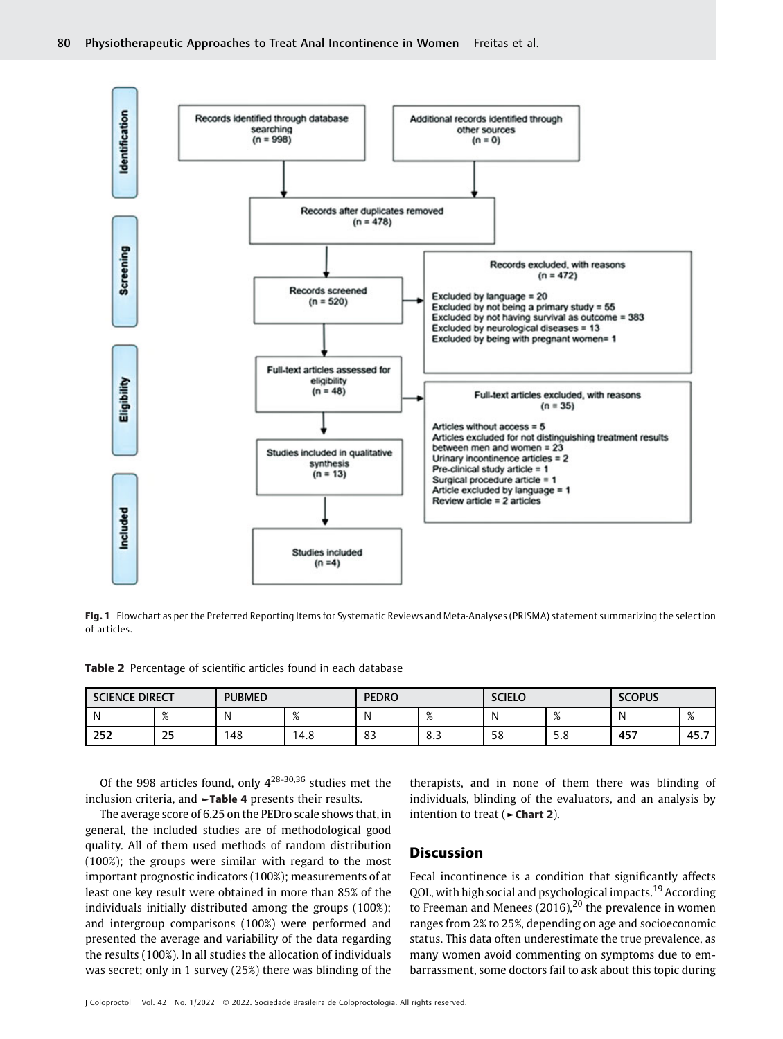Fig. 1 Flowchart as per the Preferred Reporting Items for Systematic Reviews and Meta-Analyses (PRISMA) statement summarizing the selection of articles.

**Table 2** Percentage of scientific articles found in each database

| SCIENCE DIRECT | | PUBMED | | PEDRO | | SCIELO | | SCOPUS | |
|---|---|---|---|---|---|---|---|---|---|
| N | % | N | % | N | % | N | % | N | % |
| **252** | **25** | 148 | 14.8 | 83 | 8.3 | 58 | 5.8 | **457** | **45.7** |

Of the 998 articles found, only 4[28-30,36] studies met the inclusion criteria, and ►**Table 4** presents their results.

The average score of 6.25 on the PEDro scale shows that, in general, the included studies are of methodological good quality. All of them used methods of random distribution (100%); the groups were similar with regard to the most important prognostic indicators (100%); measurements of at least one key result were obtained in more than 85% of the individuals initially distributed among the groups (100%); and intergroup comparisons (100%) were performed and presented the average and variability of the data regarding the results (100%). In all studies the allocation of individuals was secret; only in 1 survey (25%) there was blinding of the therapists, and in none of them there was blinding of individuals, blinding of the evaluators, and an analysis by intention to treat (►**Chart 2**).

## Discussion

Fecal incontinence is a condition that significantly affects QOL, with high social and psychological impacts.[19] According to Freeman and Menees (2016),[20] the prevalence in women ranges from 2% to 25%, depending on age and socioeconomic status. This data often underestimate the true prevalence, as many women avoid commenting on symptoms due to embarrassment, some doctors fail to ask about this topic during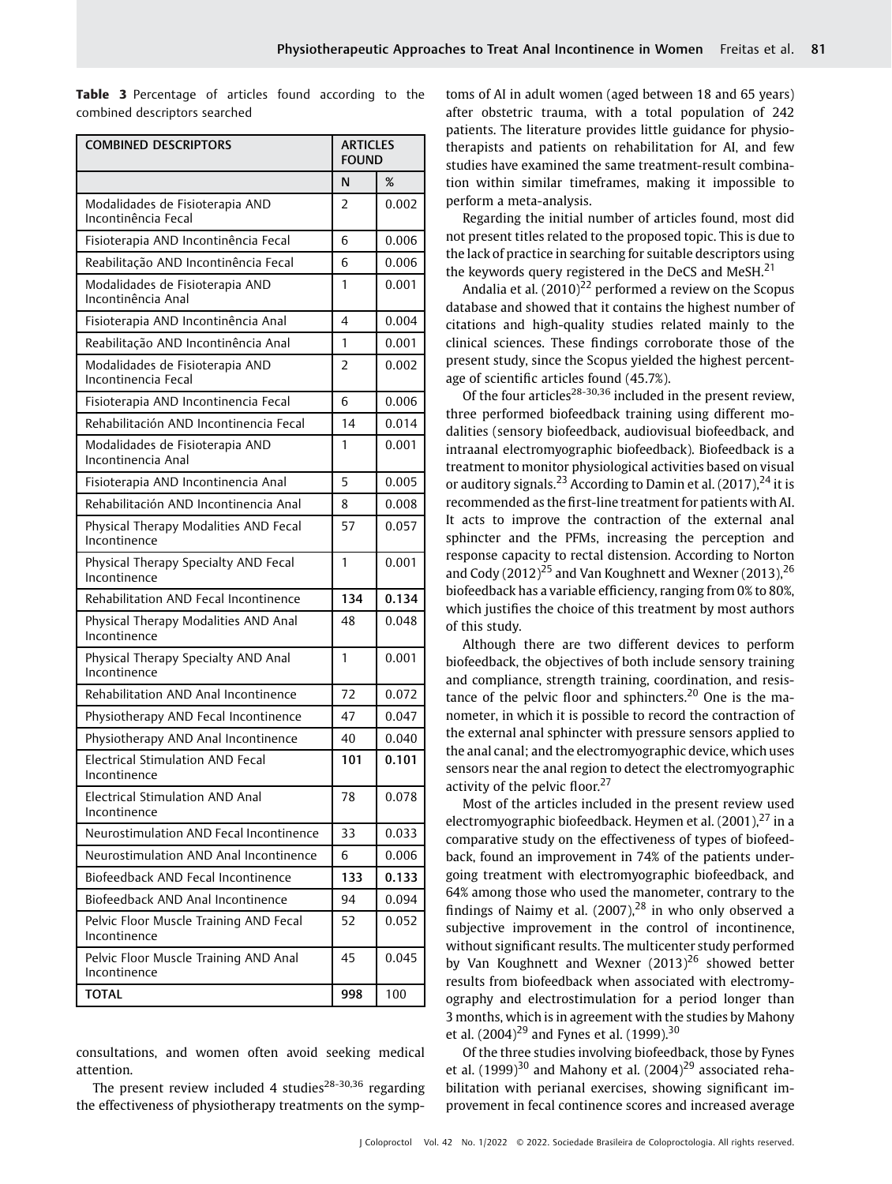**Table 3** Percentage of articles found according to the combined descriptors searched

| COMBINED DESCRIPTORS | ARTICLES FOUND | |
|---|---|---|
| | N | % |
| Modalidades de Fisioterapia AND Incontinência Fecal | 2 | 0.002 |
| Fisioterapia AND Incontinência Fecal | 6 | 0.006 |
| Reabilitação AND Incontinência Fecal | 6 | 0.006 |
| Modalidades de Fisioterapia AND Incontinência Anal | 1 | 0.001 |
| Fisioterapia AND Incontinência Anal | 4 | 0.004 |
| Reabilitação AND Incontinência Anal | 1 | 0.001 |
| Modalidades de Fisioterapia AND Incontinencia Fecal | 2 | 0.002 |
| Fisioterapia AND Incontinencia Fecal | 6 | 0.006 |
| Rehabilitación AND Incontinencia Fecal | 14 | 0.014 |
| Modalidades de Fisioterapia AND Incontinencia Anal | 1 | 0.001 |
| Fisioterapia AND Incontinencia Anal | 5 | 0.005 |
| Rehabilitación AND Incontinencia Anal | 8 | 0.008 |
| Physical Therapy Modalities AND Fecal Incontinence | 57 | 0.057 |
| Physical Therapy Specialty AND Fecal Incontinence | 1 | 0.001 |
| Rehabilitation AND Fecal Incontinence | **134** | **0.134** |
| Physical Therapy Modalities AND Anal Incontinence | 48 | 0.048 |
| Physical Therapy Specialty AND Anal Incontinence | 1 | 0.001 |
| Rehabilitation AND Anal Incontinence | 72 | 0.072 |
| Physiotherapy AND Fecal Incontinence | 47 | 0.047 |
| Physiotherapy AND Anal Incontinence | 40 | 0.040 |
| Electrical Stimulation AND Fecal Incontinence | **101** | **0.101** |
| Electrical Stimulation AND Anal Incontinence | 78 | 0.078 |
| Neurostimulation AND Fecal Incontinence | 33 | 0.033 |
| Neurostimulation AND Anal Incontinence | 6 | 0.006 |
| Biofeedback AND Fecal Incontinence | **133** | **0.133** |
| Biofeedback AND Anal Incontinence | 94 | 0.094 |
| Pelvic Floor Muscle Training AND Fecal Incontinence | 52 | 0.052 |
| Pelvic Floor Muscle Training AND Anal Incontinence | 45 | 0.045 |
| **TOTAL** | **998** | 100 |

consultations, and women often avoid seeking medical attention.

The present review included 4 studies[28-30,36] regarding the effectiveness of physiotherapy treatments on the symptoms of AI in adult women (aged between 18 and 65 years) after obstetric trauma, with a total population of 242 patients. The literature provides little guidance for physiotherapists and patients on rehabilitation for AI, and few studies have examined the same treatment-result combination within similar timeframes, making it impossible to perform a meta-analysis.

Regarding the initial number of articles found, most did not present titles related to the proposed topic. This is due to the lack of practice in searching for suitable descriptors using the keywords query registered in the DeCS and MeSH.[21]

Andalia et al. (2010)[22] performed a review on the Scopus database and showed that it contains the highest number of citations and high-quality studies related mainly to the clinical sciences. These findings corroborate those of the present study, since the Scopus yielded the highest percentage of scientific articles found (45.7%).

Of the four articles[28-30,36] included in the present review, three performed biofeedback training using different modalities (sensory biofeedback, audiovisual biofeedback, and intraanal electromyographic biofeedback). Biofeedback is a treatment to monitor physiological activities based on visual or auditory signals.[23] According to Damin et al. (2017),[24] it is recommended as the first-line treatment for patients with AI. It acts to improve the contraction of the external anal sphincter and the PFMs, increasing the perception and response capacity to rectal distension. According to Norton and Cody (2012)[25] and Van Koughnett and Wexner (2013),[26] biofeedback has a variable efficiency, ranging from 0% to 80%, which justifies the choice of this treatment by most authors of this study.

Although there are two different devices to perform biofeedback, the objectives of both include sensory training and compliance, strength training, coordination, and resistance of the pelvic floor and sphincters.[20] One is the manometer, in which it is possible to record the contraction of the external anal sphincter with pressure sensors applied to the anal canal; and the electromyographic device, which uses sensors near the anal region to detect the electromyographic activity of the pelvic floor.[27]

Most of the articles included in the present review used electromyographic biofeedback. Heymen et al. (2001),[27] in a comparative study on the effectiveness of types of biofeedback, found an improvement in 74% of the patients undergoing treatment with electromyographic biofeedback, and 64% among those who used the manometer, contrary to the findings of Naimy et al. (2007),[28] in who only observed a subjective improvement in the control of incontinence, without significant results. The multicenter study performed by Van Koughnett and Wexner (2013)[26] showed better results from biofeedback when associated with electromyography and electrostimulation for a period longer than 3 months, which is in agreement with the studies by Mahony et al. (2004)[29] and Fynes et al. (1999).[30]

Of the three studies involving biofeedback, those by Fynes et al. (1999)[30] and Mahony et al. (2004)[29] associated rehabilitation with perianal exercises, showing significant improvement in fecal continence scores and increased average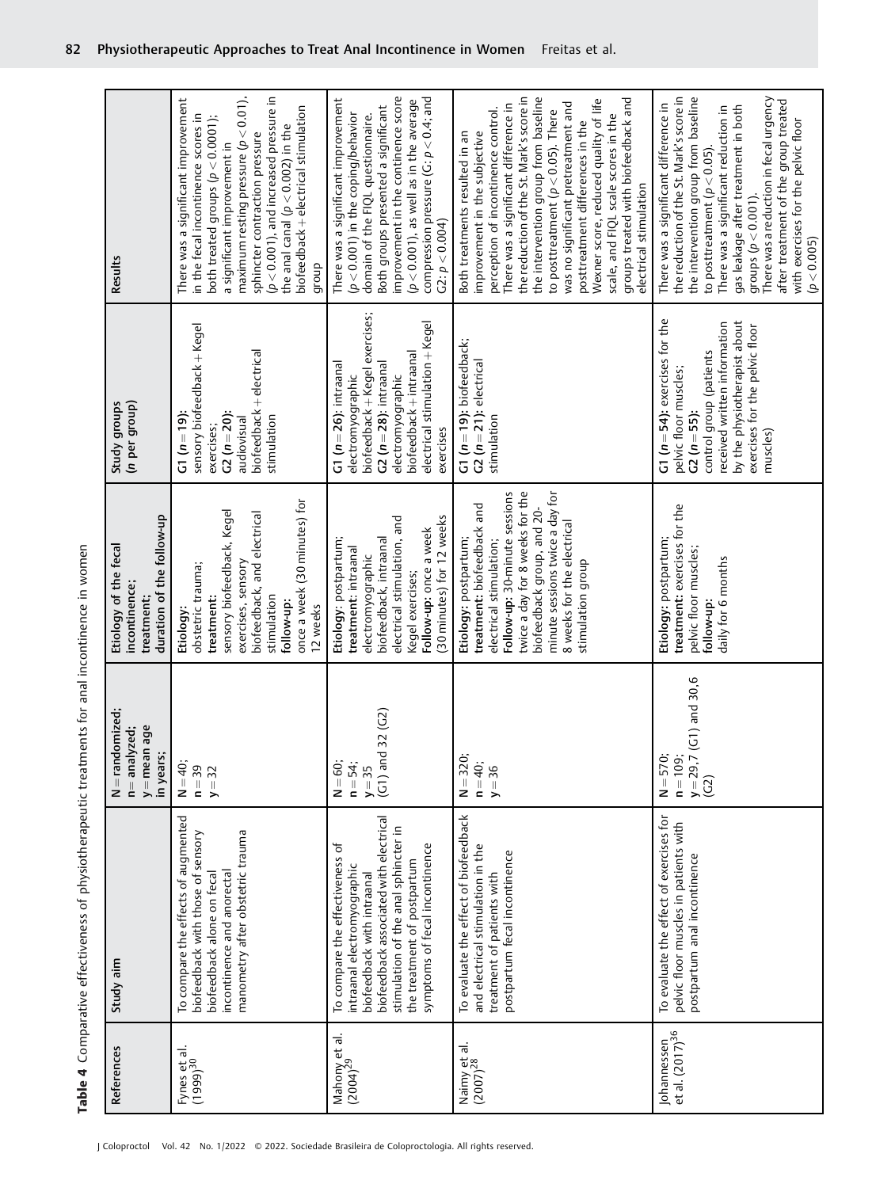**Table 4** Comparative effectiveness of physiotherapeutic treatments for anal incontinence in women

| References | Study aim | N = randomized; n = analyzed; y = mean age in years; | Etiology of the fecal incontinence; treatment; duration of the follow-up | Study groups (n per group) | Results |
|---|---|---|---|---|---|
| Fynes et al. (1999)[30] | To compare the effects of augmented biofeedback with those of sensory biofeedback alone on fecal incontinence and anorectal manometry after obstetric trauma | N = 40; n = 39 y = 32 | **Etiology:** obstetric trauma; **treatment:** sensory biofeedback, Kegel exercises, sensory biofeedback, and electrical stimulation **follow-up:** once a week (30 minutes) for 12 weeks | **G1 (n = 19):** sensory biofeedback + Kegel exercises; **G2 (n = 20):** audiovisual biofeedback + electrical stimulation | There was a significant improvement in the fecal incontinence scores in both treated groups ($p < 0.0001$); a significant improvement in maximum resting pressure ($p < 0.01$), sphincter contraction pressure ($p < 0.001$), and increased pressure in the anal canal ($p < 0.002$) in the biofeedback + electrical stimulation group |
| Mahony et al. (2004)[29] | To compare the effectiveness of intraanal electromyographic biofeedback with intraanal biofeedback associated with electrical stimulation of the anal sphincter in the treatment of postpartum symptoms of fecal incontinence | N = 60; n = 54; y = 35 (G1) and 32 (G2) | **Etiology:** postpartum; **treatment:** intraanal electromyographic biofeedback, intraanal electrical stimulation, and Kegel exercises; **Follow-up:** once a week (30 minutes) for 12 weeks | **G1 (n = 26):** intraanal electromyographic biofeedback + Kegel exercises; **G2 (n = 28):** intraanal electromyographic biofeedback + intraanal electrical stimulation + Kegel exercises | There was a significant improvement ($p < 0.001$) in the coping/behavior domain of the FIQL questionnaire. Both groups presented a significant improvement in the continence score ($p < 0.001$), as well as in the average compression pressure (G: $p < 0.4$; and G2: $p < 0.004$) |
| Naimy et al. (2007)[28] | To evaluate the effect of biofeedback and electrical stimulation in the treatment of patients with postpartum fecal incontinence | N = 320; n = 40; y = 36 | **Etiology:** postpartum; **treatment:** biofeedback and electrical stimulation; **Follow-up:** 30-minute sessions twice a day for 8 weeks for the biofeedback group, and 20-minute sessions twice a day for 8 weeks for the electrical stimulation group | **G1 (n = 19):** biofeedback; **G2 (n = 21):** electrical stimulation | Both treatments resulted in an improvement in the subjective perception of incontinence control. There was a significant difference in the reduction of the St. Mark's score in the intervention group from baseline to posttreatment ($p < 0.05$). There was no significant pretreatment and posttreatment differences in the Wexner score, reduced quality of life scale, and FIQL scale scores in the groups treated with biofeedback and electrical stimulation |
| Johannessen et al. (2017)[36] | To evaluate the effect of exercises for pelvic floor muscles in patients with postpartum anal incontinence | N = 570; n = 109; y = 29,7 (G1) and 30,6 (G2) | **Etiology:** postpartum; **treatment:** exercises for the pelvic floor muscles; **follow-up:** daily for 6 months | **G1 (n = 54):** exercises for the pelvic floor muscles; **G2 (n = 55):** control group (patients received written information by the physiotherapist about exercises for the pelvic floor muscles) | There was a significant difference in the reduction of the St. Mark's score in the intervention group from baseline to posttreatment ($p < 0.05$). There was a significant reduction in gas leakage after treatment in both groups ($p < 0.001$). There was a reduction in fecal urgency after treatment of the group treated with exercises for the pelvic floor ($p < 0.005$) |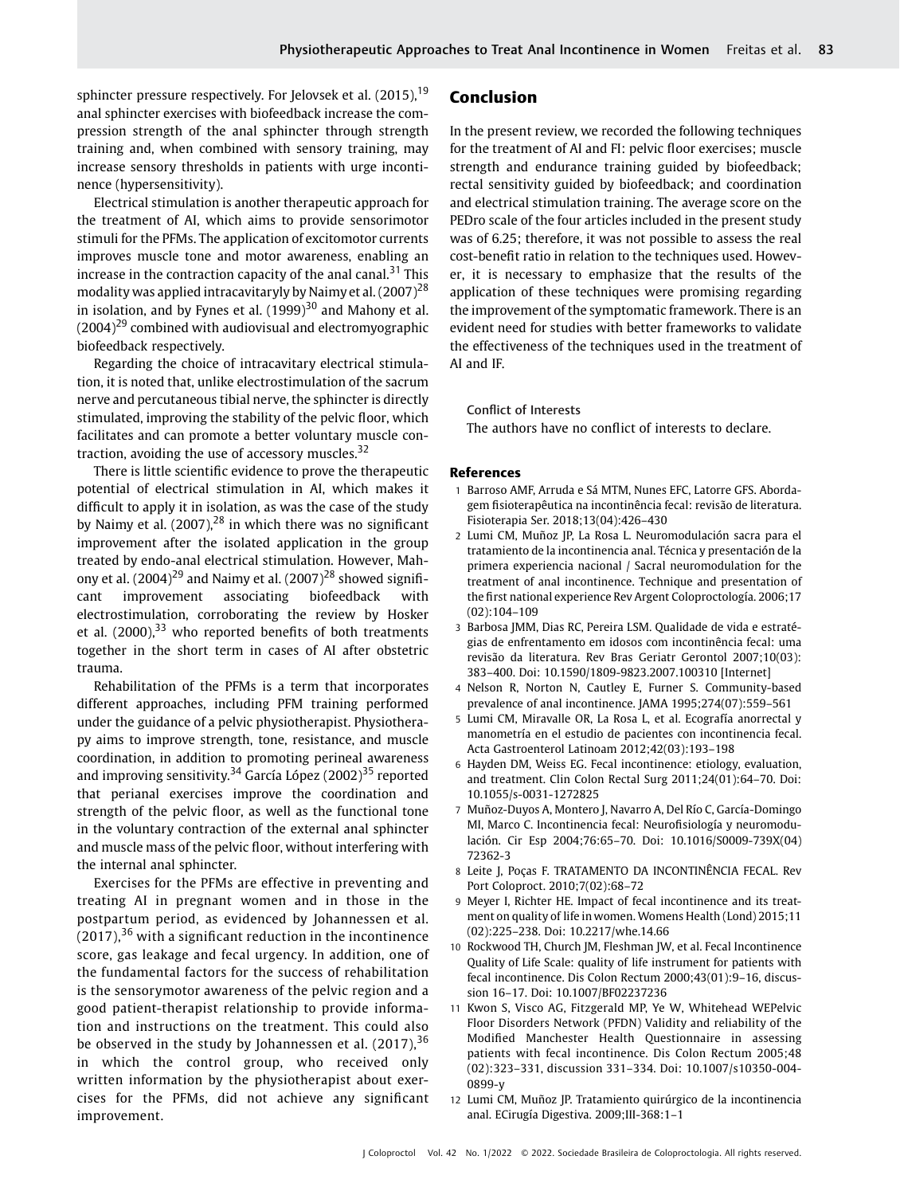sphincter pressure respectively. For Jelovsek et al. (2015),[19] anal sphincter exercises with biofeedback increase the compression strength of the anal sphincter through strength training and, when combined with sensory training, may increase sensory thresholds in patients with urge incontinence (hypersensitivity).

Electrical stimulation is another therapeutic approach for the treatment of AI, which aims to provide sensorimotor stimuli for the PFMs. The application of excitomotor currents improves muscle tone and motor awareness, enabling an increase in the contraction capacity of the anal canal.[31] This modality was applied intracavitaryly by Naimy et al. (2007)[28] in isolation, and by Fynes et al. (1999)[30] and Mahony et al. (2004)[29] combined with audiovisual and electromyographic biofeedback respectively.

Regarding the choice of intracavitary electrical stimulation, it is noted that, unlike electrostimulation of the sacrum nerve and percutaneous tibial nerve, the sphincter is directly stimulated, improving the stability of the pelvic floor, which facilitates and can promote a better voluntary muscle contraction, avoiding the use of accessory muscles.[32]

There is little scientific evidence to prove the therapeutic potential of electrical stimulation in AI, which makes it difficult to apply it in isolation, as was the case of the study by Naimy et al. (2007),[28] in which there was no significant improvement after the isolated application in the group treated by endo-anal electrical stimulation. However, Mahony et al. (2004)[29] and Naimy et al. (2007)[28] showed significant improvement associating biofeedback with electrostimulation, corroborating the review by Hosker et al. (2000),[33] who reported benefits of both treatments together in the short term in cases of AI after obstetric trauma.

Rehabilitation of the PFMs is a term that incorporates different approaches, including PFM training performed under the guidance of a pelvic physiotherapist. Physiotherapy aims to improve strength, tone, resistance, and muscle coordination, in addition to promoting perineal awareness and improving sensitivity.[34] García López (2002)[35] reported that perianal exercises improve the coordination and strength of the pelvic floor, as well as the functional tone in the voluntary contraction of the external anal sphincter and muscle mass of the pelvic floor, without interfering with the internal anal sphincter.

Exercises for the PFMs are effective in preventing and treating AI in pregnant women and in those in the postpartum period, as evidenced by Johannessen et al. (2017),[36] with a significant reduction in the incontinence score, gas leakage and fecal urgency. In addition, one of the fundamental factors for the success of rehabilitation is the sensorymotor awareness of the pelvic region and a good patient-therapist relationship to provide information and instructions on the treatment. This could also be observed in the study by Johannessen et al. (2017),[36] in which the control group, who received only written information by the physiotherapist about exercises for the PFMs, did not achieve any significant improvement.

## Conclusion

In the present review, we recorded the following techniques for the treatment of AI and FI: pelvic floor exercises; muscle strength and endurance training guided by biofeedback; rectal sensitivity guided by biofeedback; and coordination and electrical stimulation training. The average score on the PEDro scale of the four articles included in the present study was of 6.25; therefore, it was not possible to assess the real cost-benefit ratio in relation to the techniques used. However, it is necessary to emphasize that the results of the application of these techniques were promising regarding the improvement of the symptomatic framework. There is an evident need for studies with better frameworks to validate the effectiveness of the techniques used in the treatment of AI and IF.

Conflict of Interests

The authors have no conflict of interests to declare.

## References

1 Barroso AMF, Arruda e Sá MTM, Nunes EFC, Latorre GFS. Abordagem fisioterapêutica na incontinência fecal: revisão de literatura. Fisioterapia Ser. 2018;13(04):426–430

2 Lumi CM, Muñoz JP, La Rosa L. Neuromodulación sacra para el tratamiento de la incontinencia anal. Técnica y presentación de la primera experiencia nacional / Sacral neuromodulation for the treatment of anal incontinence. Technique and presentation of the first national experience Rev Argent Coloproctología. 2006;17 (02):104–109

3 Barbosa JMM, Dias RC, Pereira LSM. Qualidade de vida e estratégias de enfrentamento em idosos com incontinência fecal: uma revisão da literatura. Rev Bras Geriatr Gerontol 2007;10(03): 383–400. Doi: 10.1590/1809-9823.2007.100310 [Internet]

4 Nelson R, Norton N, Cautley E, Furner S. Community-based prevalence of anal incontinence. JAMA 1995;274(07):559–561

5 Lumi CM, Miravalle OR, La Rosa L, et al. Ecografía anorrectal y manometría en el estudio de pacientes con incontinencia fecal. Acta Gastroenterol Latinoam 2012;42(03):193–198

6 Hayden DM, Weiss EG. Fecal incontinence: etiology, evaluation, and treatment. Clin Colon Rectal Surg 2011;24(01):64–70. Doi: 10.1055/s-0031-1272825

7 Muñoz-Duyos A, Montero J, Navarro A, Del Río C, García-Domingo MI, Marco C. Incontinencia fecal: Neurofisiología y neuromodulación. Cir Esp 2004;76:65–70. Doi: 10.1016/S0009-739X(04) 72362-3

8 Leite J, Poças F. TRATAMENTO DA INCONTINÊNCIA FECAL. Rev Port Coloproct. 2010;7(02):68–72

9 Meyer I, Richter HE. Impact of fecal incontinence and its treatment on quality of life in women. Womens Health (Lond) 2015;11 (02):225–238. Doi: 10.2217/whe.14.66

10 Rockwood TH, Church JM, Fleshman JW, et al. Fecal Incontinence Quality of Life Scale: quality of life instrument for patients with fecal incontinence. Dis Colon Rectum 2000;43(01):9–16, discussion 16–17. Doi: 10.1007/BF02237236

11 Kwon S, Visco AG, Fitzgerald MP, Ye W, Whitehead WEPelvic Floor Disorders Network (PFDN) Validity and reliability of the Modified Manchester Health Questionnaire in assessing patients with fecal incontinence. Dis Colon Rectum 2005;48 (02):323–331, discussion 331–334. Doi: 10.1007/s10350-004-0899-y

12 Lumi CM, Muñoz JP. Tratamiento quirúrgico de la incontinencia anal. ECirugía Digestiva. 2009;III-368:1–1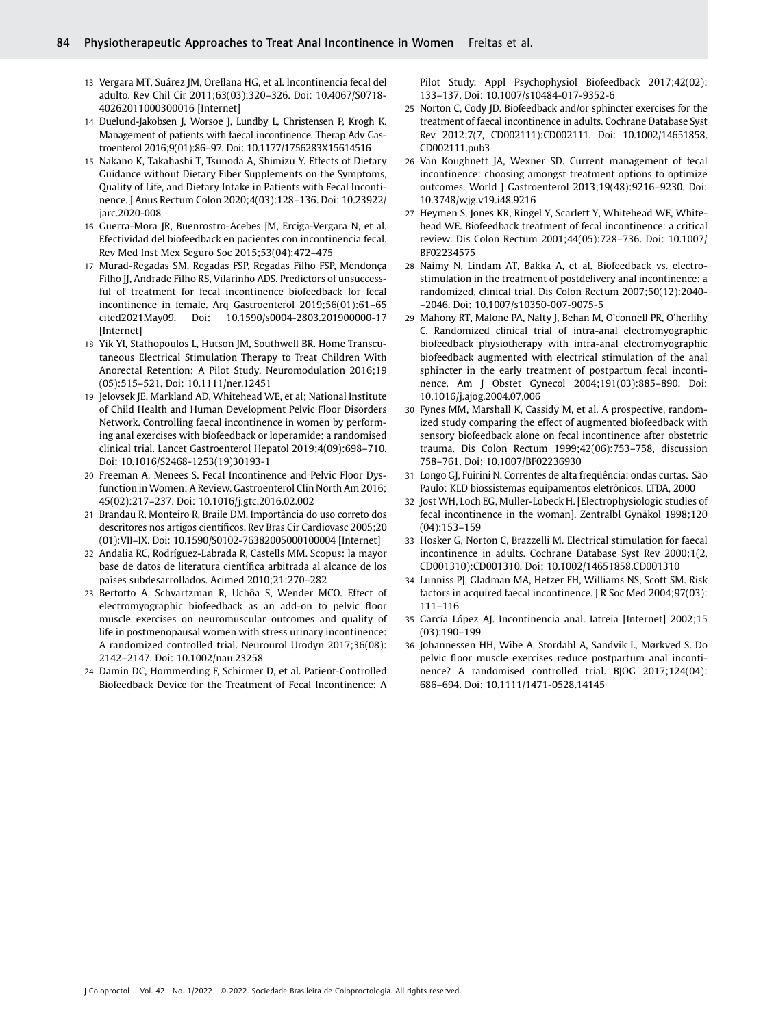13 Vergara MT, Suárez JM, Orellana HG, et al. Incontinencia fecal del adulto. Rev Chil Cir 2011;63(03):320–326. Doi: 10.4067/S0718-40262011000300016 [Internet]

14 Duelund-Jakobsen J, Worsoe J, Lundby L, Christensen P, Krogh K. Management of patients with faecal incontinence. Therap Adv Gastroenterol 2016;9(01):86–97. Doi: 10.1177/1756283X15614516

15 Nakano K, Takahashi T, Tsunoda A, Shimizu Y. Effects of Dietary Guidance without Dietary Fiber Supplements on the Symptoms, Quality of Life, and Dietary Intake in Patients with Fecal Incontinence. J Anus Rectum Colon 2020;4(03):128–136. Doi: 10.23922/jarc.2020-008

16 Guerra-Mora JR, Buenrostro-Acebes JM, Erciga-Vergara N, et al. Efectividad del biofeedback en pacientes con incontinencia fecal. Rev Med Inst Mex Seguro Soc 2015;53(04):472–475

17 Murad-Regadas SM, Regadas FSP, Regadas Filho FSP, Mendonça Filho JJ, Andrade Filho RS, Vilarinho ADS. Predictors of unsuccessful of treatment for fecal incontinence biofeedback for fecal incontinence in female. Arq Gastroenterol 2019;56(01):61–65 cited2021May09. Doi: 10.1590/s0004-2803.201900000-17 [Internet]

18 Yik YI, Stathopoulos L, Hutson JM, Southwell BR. Home Transcutaneous Electrical Stimulation Therapy to Treat Children With Anorectal Retention: A Pilot Study. Neuromodulation 2016;19 (05):515–521. Doi: 10.1111/ner.12451

19 Jelovsek JE, Markland AD, Whitehead WE, et al; National Institute of Child Health and Human Development Pelvic Floor Disorders Network. Controlling faecal incontinence in women by performing anal exercises with biofeedback or loperamide: a randomised clinical trial. Lancet Gastroenterol Hepatol 2019;4(09):698–710. Doi: 10.1016/S2468-1253(19)30193-1

20 Freeman A, Menees S. Fecal Incontinence and Pelvic Floor Dysfunction in Women: A Review. Gastroenterol Clin North Am 2016; 45(02):217–237. Doi: 10.1016/j.gtc.2016.02.002

21 Brandau R, Monteiro R, Braile DM. Importância do uso correto dos descritores nos artigos científicos. Rev Bras Cir Cardiovasc 2005;20 (01):VII–IX. Doi: 10.1590/S0102-76382005000100004 [Internet]

22 Andalia RC, Rodríguez-Labrada R, Castells MM. Scopus: la mayor base de datos de literatura científica arbitrada al alcance de los países subdesarrollados. Acimed 2010;21:270–282

23 Bertotto A, Schvartzman R, Uchôa S, Wender MCO. Effect of electromyographic biofeedback as an add-on to pelvic floor muscle exercises on neuromuscular outcomes and quality of life in postmenopausal women with stress urinary incontinence: A randomized controlled trial. Neurourol Urodyn 2017;36(08): 2142–2147. Doi: 10.1002/nau.23258

24 Damin DC, Hommerding F, Schirmer D, et al. Patient-Controlled Biofeedback Device for the Treatment of Fecal Incontinence: A Pilot Study. Appl Psychophysiol Biofeedback 2017;42(02): 133–137. Doi: 10.1007/s10484-017-9352-6

25 Norton C, Cody JD. Biofeedback and/or sphincter exercises for the treatment of faecal incontinence in adults. Cochrane Database Syst Rev 2012;7(7, CD002111):CD002111. Doi: 10.1002/14651858.CD002111.pub3

26 Van Koughnett JA, Wexner SD. Current management of fecal incontinence: choosing amongst treatment options to optimize outcomes. World J Gastroenterol 2013;19(48):9216–9230. Doi: 10.3748/wjg.v19.i48.9216

27 Heymen S, Jones KR, Ringel Y, Scarlett Y, Whitehead WE, Whitehead WE. Biofeedback treatment of fecal incontinence: a critical review. Dis Colon Rectum 2001;44(05):728–736. Doi: 10.1007/BF02234575

28 Naimy N, Lindam AT, Bakka A, et al. Biofeedback vs. electrostimulation in the treatment of postdelivery anal incontinence: a randomized, clinical trial. Dis Colon Rectum 2007;50(12):2040–2046. Doi: 10.1007/s10350-007-9075-5

29 Mahony RT, Malone PA, Nalty J, Behan M, O'connell PR, O'herlihy C. Randomized clinical trial of intra-anal electromyographic biofeedback physiotherapy with intra-anal electromyographic biofeedback augmented with electrical stimulation of the anal sphincter in the early treatment of postpartum fecal incontinence. Am J Obstet Gynecol 2004;191(03):885–890. Doi: 10.1016/j.ajog.2004.07.006

30 Fynes MM, Marshall K, Cassidy M, et al. A prospective, randomized study comparing the effect of augmented biofeedback with sensory biofeedback alone on fecal incontinence after obstetric trauma. Dis Colon Rectum 1999;42(06):753–758, discussion 758–761. Doi: 10.1007/BF02236930

31 Longo GJ, Fuirini N. Correntes de alta freqüência: ondas curtas. São Paulo: KLD biossistemas equipamentos eletrônicos. LTDA, 2000

32 Jost WH, Loch EG, Müller-Lobeck H. [Electrophysiologic studies of fecal incontinence in the woman]. Zentralbl Gynäkol 1998;120 (04):153–159

33 Hosker G, Norton C, Brazzelli M. Electrical stimulation for faecal incontinence in adults. Cochrane Database Syst Rev 2000;1(2, CD001310):CD001310. Doi: 10.1002/14651858.CD001310

34 Lunniss PJ, Gladman MA, Hetzer FH, Williams NS, Scott SM. Risk factors in acquired faecal incontinence. J R Soc Med 2004;97(03): 111–116

35 García López AJ. Incontinencia anal. Iatreia [Internet] 2002;15 (03):190–199

36 Johannessen HH, Wibe A, Stordahl A, Sandvik L, Mørkved S. Do pelvic floor muscle exercises reduce postpartum anal incontinence? A randomised controlled trial. BJOG 2017;124(04): 686–694. Doi: 10.1111/1471-0528.14145